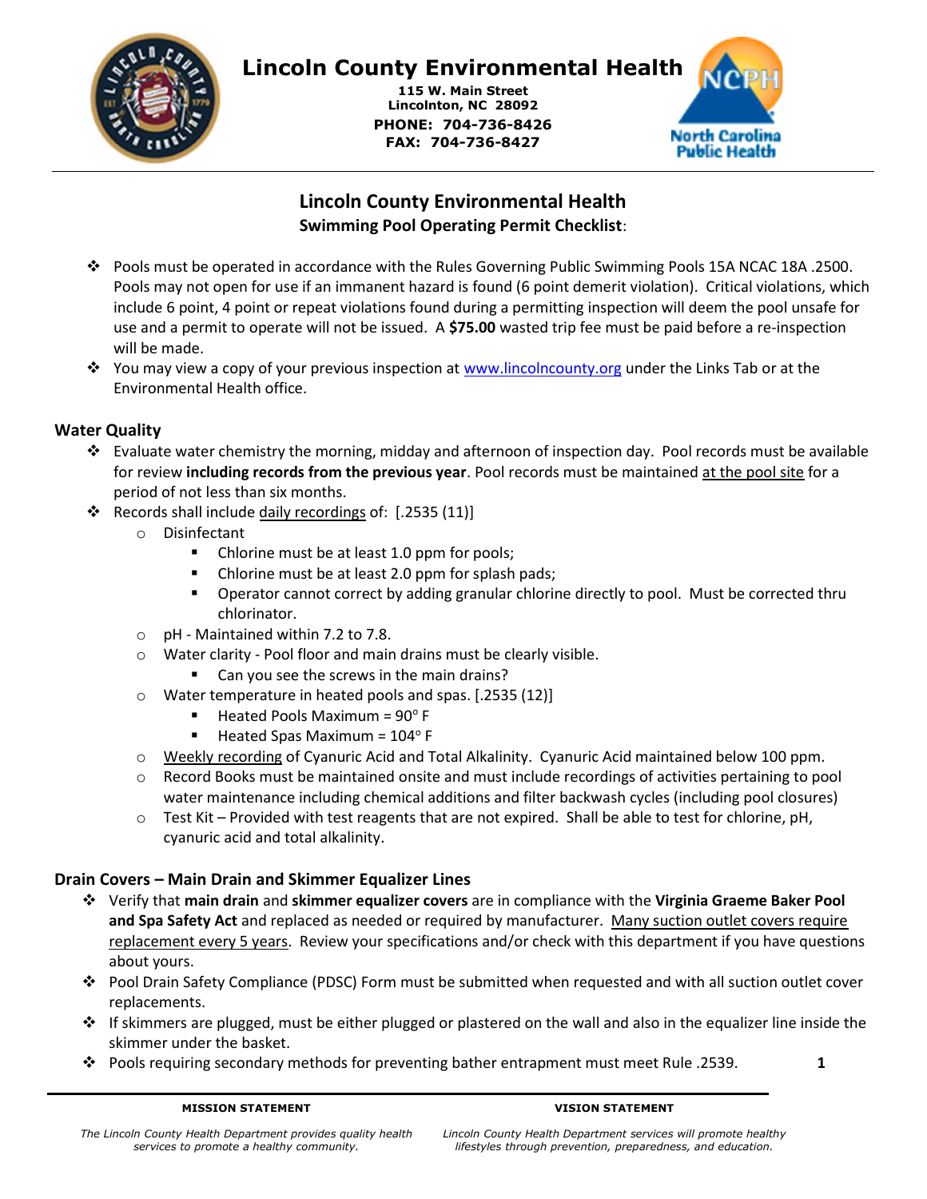# Lincoln County Environmental Health

**115 W. Main Street**
**Lincolnton, NC 28092**
**PHONE: 704-736-8426**
**FAX: 704-736-8427**

## Lincoln County Environmental Health
### Swimming Pool Operating Permit Checklist:

- Pools must be operated in accordance with the Rules Governing Public Swimming Pools 15A NCAC 18A .2500. Pools may not open for use if an immanent hazard is found (6 point demerit violation). Critical violations, which include 6 point, 4 point or repeat violations found during a permitting inspection will deem the pool unsafe for use and a permit to operate will not be issued. A **$75.00** wasted trip fee must be paid before a re-inspection will be made.
- You may view a copy of your previous inspection at www.lincolncounty.org under the Links Tab or at the Environmental Health office.

### Water Quality

- Evaluate water chemistry the morning, midday and afternoon of inspection day. Pool records must be available for review **including records from the previous year**. Pool records must be maintained at the pool site for a period of not less than six months.
- Records shall include daily recordings of: [.2535 (11)]
  - Disinfectant
    - Chlorine must be at least 1.0 ppm for pools;
    - Chlorine must be at least 2.0 ppm for splash pads;
    - Operator cannot correct by adding granular chlorine directly to pool. Must be corrected thru chlorinator.
  - pH - Maintained within 7.2 to 7.8.
  - Water clarity - Pool floor and main drains must be clearly visible.
    - Can you see the screws in the main drains?
  - Water temperature in heated pools and spas. [.2535 (12)]
    - Heated Pools Maximum = 90° F
    - Heated Spas Maximum = 104° F
  - Weekly recording of Cyanuric Acid and Total Alkalinity. Cyanuric Acid maintained below 100 ppm.
  - Record Books must be maintained onsite and must include recordings of activities pertaining to pool water maintenance including chemical additions and filter backwash cycles (including pool closures)
  - Test Kit – Provided with test reagents that are not expired. Shall be able to test for chlorine, pH, cyanuric acid and total alkalinity.

### Drain Covers – Main Drain and Skimmer Equalizer Lines

- Verify that **main drain** and **skimmer equalizer covers** are in compliance with the **Virginia Graeme Baker Pool and Spa Safety Act** and replaced as needed or required by manufacturer. Many suction outlet covers require replacement every 5 years. Review your specifications and/or check with this department if you have questions about yours.
- Pool Drain Safety Compliance (PDSC) Form must be submitted when requested and with all suction outlet cover replacements.
- If skimmers are plugged, must be either plugged or plastered on the wall and also in the equalizer line inside the skimmer under the basket.
- Pools requiring secondary methods for preventing bather entrapment must meet Rule .2539.

**MISSION STATEMENT**

*The Lincoln County Health Department provides quality health services to promote a healthy community.*

**VISION STATEMENT**

*Lincoln County Health Department services will promote healthy lifestyles through prevention, preparedness, and education.*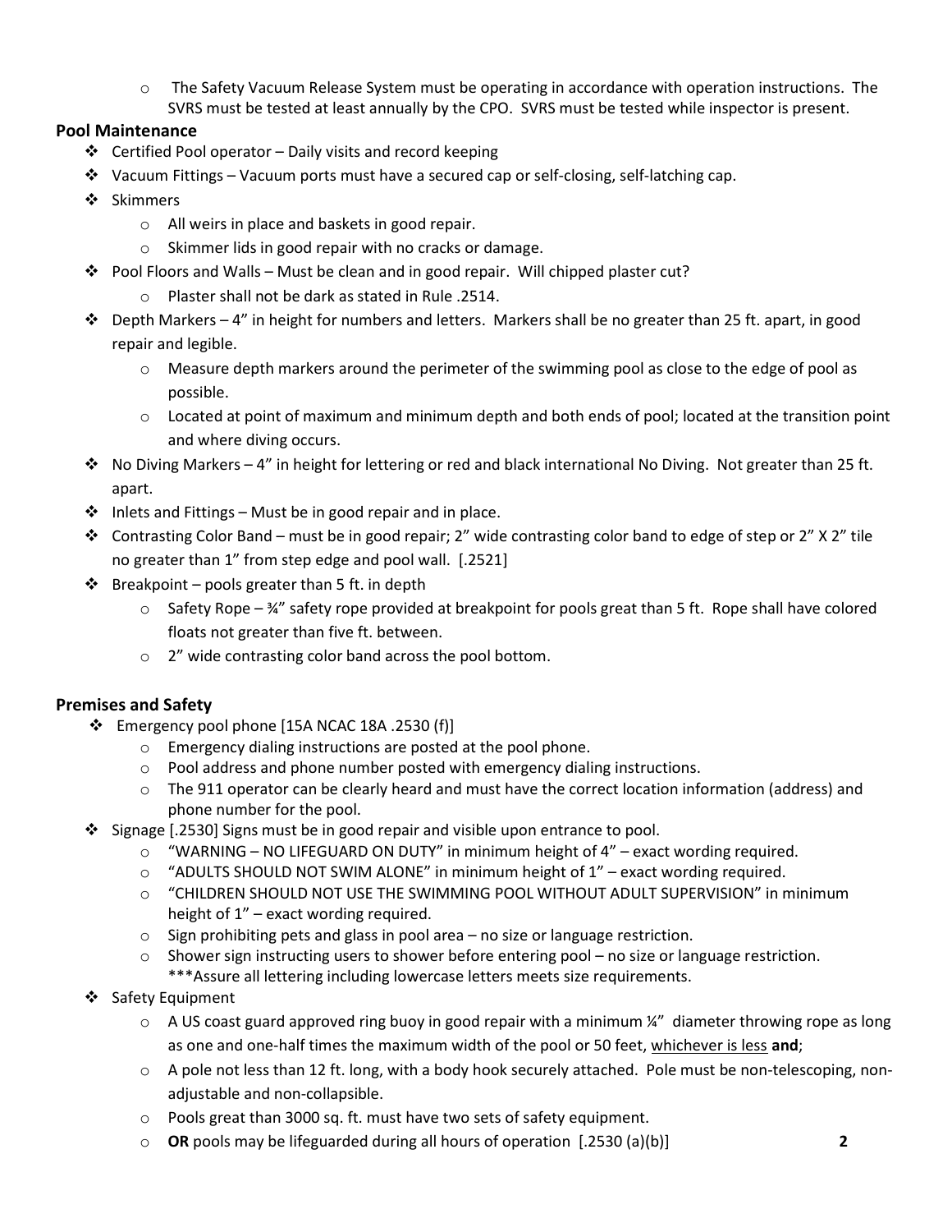- The Safety Vacuum Release System must be operating in accordance with operation instructions. The SVRS must be tested at least annually by the CPO. SVRS must be tested while inspector is present.

### Pool Maintenance

- Certified Pool operator – Daily visits and record keeping
- Vacuum Fittings – Vacuum ports must have a secured cap or self-closing, self-latching cap.
- Skimmers
  - All weirs in place and baskets in good repair.
  - Skimmer lids in good repair with no cracks or damage.
- Pool Floors and Walls – Must be clean and in good repair. Will chipped plaster cut?
  - Plaster shall not be dark as stated in Rule .2514.
- Depth Markers – 4" in height for numbers and letters. Markers shall be no greater than 25 ft. apart, in good repair and legible.
  - Measure depth markers around the perimeter of the swimming pool as close to the edge of pool as possible.
  - Located at point of maximum and minimum depth and both ends of pool; located at the transition point and where diving occurs.
- No Diving Markers – 4" in height for lettering or red and black international No Diving. Not greater than 25 ft. apart.
- Inlets and Fittings – Must be in good repair and in place.
- Contrasting Color Band – must be in good repair; 2" wide contrasting color band to edge of step or 2" X 2" tile no greater than 1" from step edge and pool wall. [.2521]
- Breakpoint – pools greater than 5 ft. in depth
  - Safety Rope – ¾" safety rope provided at breakpoint for pools great than 5 ft. Rope shall have colored floats not greater than five ft. between.
  - 2" wide contrasting color band across the pool bottom.

### Premises and Safety

- Emergency pool phone [15A NCAC 18A .2530 (f)]
  - Emergency dialing instructions are posted at the pool phone.
  - Pool address and phone number posted with emergency dialing instructions.
  - The 911 operator can be clearly heard and must have the correct location information (address) and phone number for the pool.
- Signage [.2530] Signs must be in good repair and visible upon entrance to pool.
  - "WARNING – NO LIFEGUARD ON DUTY" in minimum height of 4" – exact wording required.
  - "ADULTS SHOULD NOT SWIM ALONE" in minimum height of 1" – exact wording required.
  - "CHILDREN SHOULD NOT USE THE SWIMMING POOL WITHOUT ADULT SUPERVISION" in minimum height of 1" – exact wording required.
  - Sign prohibiting pets and glass in pool area – no size or language restriction.
  - Shower sign instructing users to shower before entering pool – no size or language restriction.
    ***Assure all lettering including lowercase letters meets size requirements.
- Safety Equipment
  - A US coast guard approved ring buoy in good repair with a minimum ¼" diameter throwing rope as long as one and one-half times the maximum width of the pool or 50 feet, <u>whichever is less</u> **and**;
  - A pole not less than 12 ft. long, with a body hook securely attached. Pole must be non-telescoping, non-adjustable and non-collapsible.
  - Pools great than 3000 sq. ft. must have two sets of safety equipment.
  - **OR** pools may be lifeguarded during all hours of operation [.2530 (a)(b)]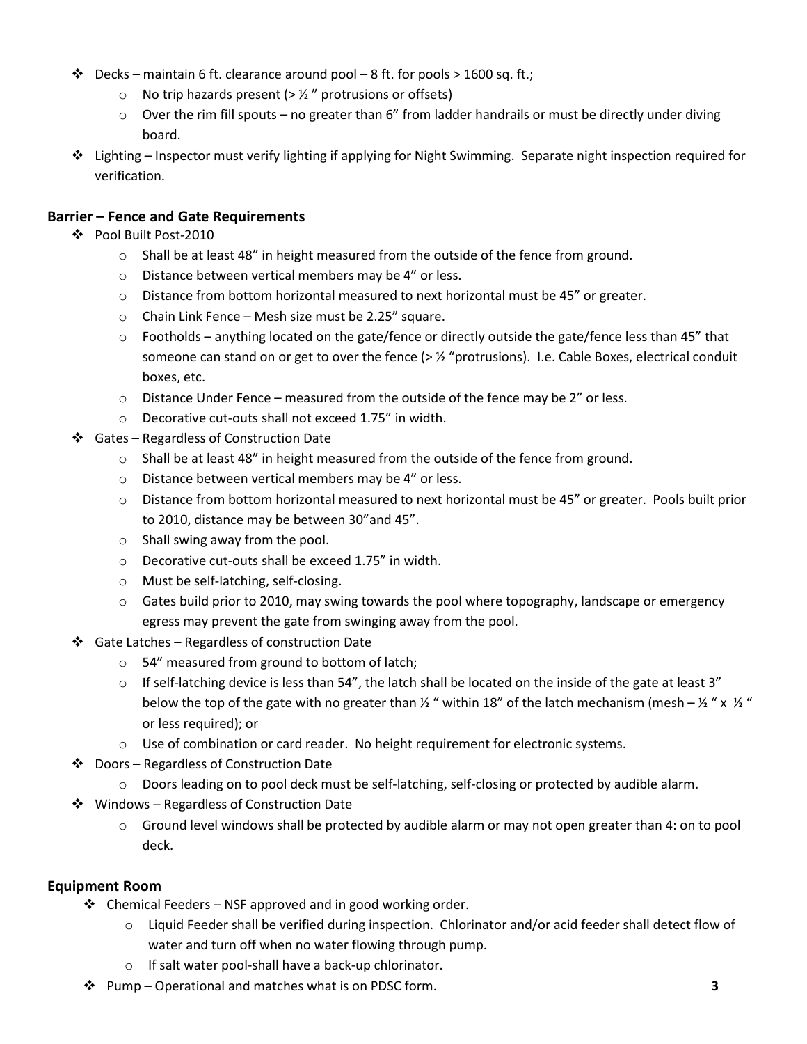- Decks – maintain 6 ft. clearance around pool – 8 ft. for pools > 1600 sq. ft.;
  - No trip hazards present (> ½ " protrusions or offsets)
  - Over the rim fill spouts – no greater than 6" from ladder handrails or must be directly under diving board.
- Lighting – Inspector must verify lighting if applying for Night Swimming. Separate night inspection required for verification.

## Barrier – Fence and Gate Requirements

- Pool Built Post-2010
  - Shall be at least 48" in height measured from the outside of the fence from ground.
  - Distance between vertical members may be 4" or less.
  - Distance from bottom horizontal measured to next horizontal must be 45" or greater.
  - Chain Link Fence – Mesh size must be 2.25" square.
  - Footholds – anything located on the gate/fence or directly outside the gate/fence less than 45" that someone can stand on or get to over the fence (> ½ "protrusions). I.e. Cable Boxes, electrical conduit boxes, etc.
  - Distance Under Fence – measured from the outside of the fence may be 2" or less.
  - Decorative cut-outs shall not exceed 1.75" in width.
- Gates – Regardless of Construction Date
  - Shall be at least 48" in height measured from the outside of the fence from ground.
  - Distance between vertical members may be 4" or less.
  - Distance from bottom horizontal measured to next horizontal must be 45" or greater. Pools built prior to 2010, distance may be between 30"and 45".
  - Shall swing away from the pool.
  - Decorative cut-outs shall be exceed 1.75" in width.
  - Must be self-latching, self-closing.
  - Gates build prior to 2010, may swing towards the pool where topography, landscape or emergency egress may prevent the gate from swinging away from the pool.
- Gate Latches – Regardless of construction Date
  - 54" measured from ground to bottom of latch;
  - If self-latching device is less than 54", the latch shall be located on the inside of the gate at least 3" below the top of the gate with no greater than ½ " within 18" of the latch mechanism (mesh – ½ " x ½ " or less required); or
  - Use of combination or card reader. No height requirement for electronic systems.
- Doors – Regardless of Construction Date
  - Doors leading on to pool deck must be self-latching, self-closing or protected by audible alarm.
- Windows – Regardless of Construction Date
  - Ground level windows shall be protected by audible alarm or may not open greater than 4: on to pool deck.

## Equipment Room

- Chemical Feeders – NSF approved and in good working order.
  - Liquid Feeder shall be verified during inspection. Chlorinator and/or acid feeder shall detect flow of water and turn off when no water flowing through pump.
  - If salt water pool-shall have a back-up chlorinator.
- Pump – Operational and matches what is on PDSC form.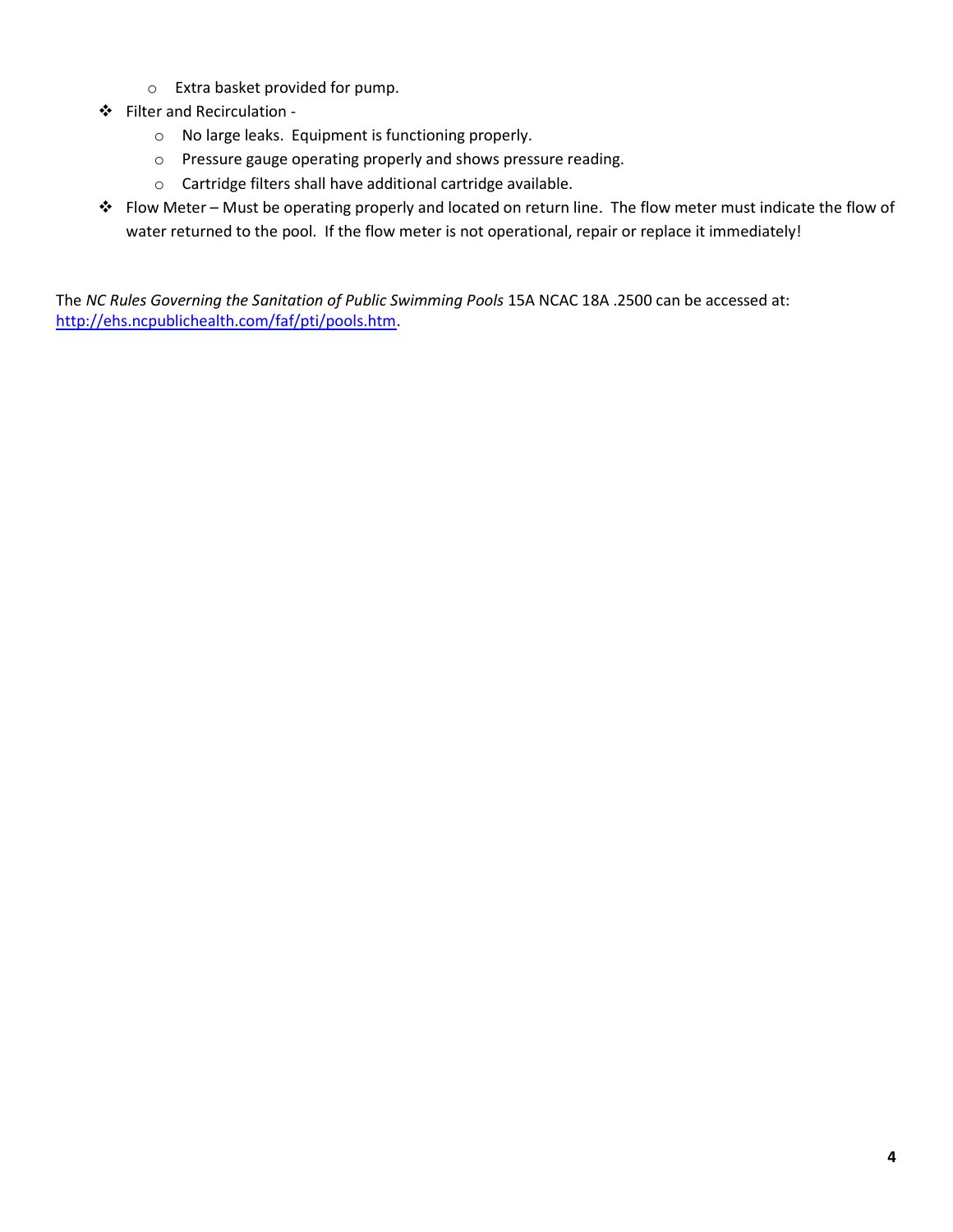- Extra basket provided for pump.
- Filter and Recirculation -
    - No large leaks. Equipment is functioning properly.
    - Pressure gauge operating properly and shows pressure reading.
    - Cartridge filters shall have additional cartridge available.
- Flow Meter – Must be operating properly and located on return line. The flow meter must indicate the flow of water returned to the pool. If the flow meter is not operational, repair or replace it immediately!

The *NC Rules Governing the Sanitation of Public Swimming Pools* 15A NCAC 18A .2500 can be accessed at: [http://ehs.ncpublichealth.com/faf/pti/pools.htm](http://ehs.ncpublichealth.com/faf/pti/pools.htm).